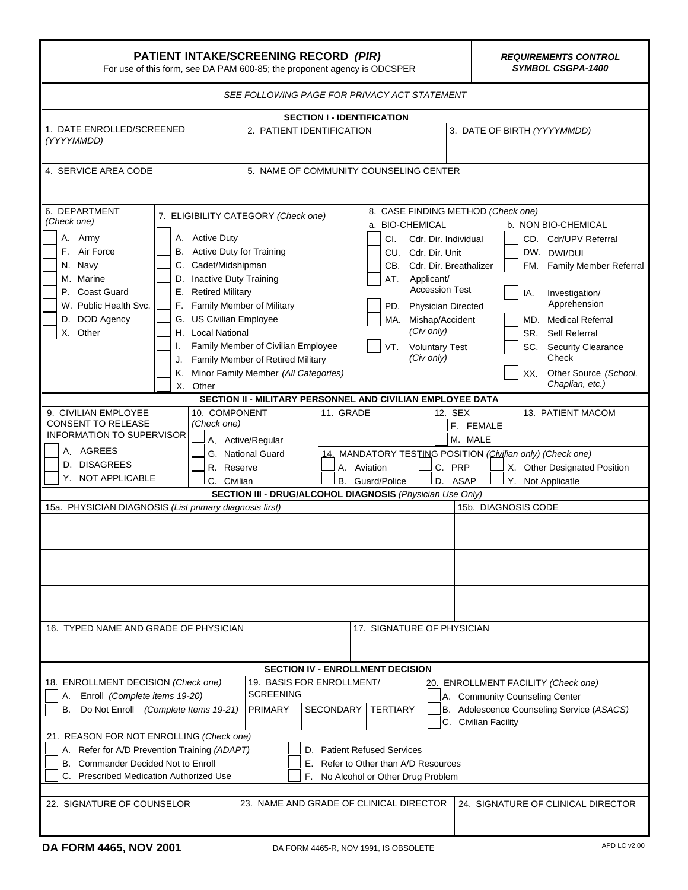# PATIENT INTAKE/SCREENING RECORD *(PIR)*

For use of this form, see DA PAM 600-85; the proponent agency is ODCSPER

***REQUIREMENTS CONTROL SYMBOL CSGPA-1400***

*SEE FOLLOWING PAGE FOR PRIVACY ACT STATEMENT*

## SECTION I - IDENTIFICATION

| 1. DATE ENROLLED/SCREENED *(YYYYMMDD)* | 2. PATIENT IDENTIFICATION | 3. DATE OF BIRTH *(YYYYMMDD)* |
|---|---|---|
| | | |

| 4. SERVICE AREA CODE | 5. NAME OF COMMUNITY COUNSELING CENTER |
|---|---|
| | |

**6. DEPARTMENT** *(Check one)*

- [ ] A. Army
- [ ] F. Air Force
- [ ] N. Navy
- [ ] M. Marine
- [ ] P. Coast Guard
- [ ] W. Public Health Svc.
- [ ] D. DOD Agency
- [ ] X. Other

**7. ELIGIBILITY CATEGORY** *(Check one)*

- [ ] A. Active Duty
- [ ] B. Active Duty for Training
- [ ] C. Cadet/Midshipman
- [ ] D. Inactive Duty Training
- [ ] E. Retired Military
- [ ] F. Family Member of Military
- [ ] G. US Civilian Employee
- [ ] H. Local National
- [ ] I. Family Member of Civilian Employee
- [ ] J. Family Member of Retired Military
- [ ] K. Minor Family Member *(All Categories)*
- [ ] X. Other

**8. CASE FINDING METHOD** *(Check one)*

a. BIO-CHEMICAL

- [ ] CI. Cdr. Dir. Individual
- [ ] CU. Cdr. Dir. Unit
- [ ] CB. Cdr. Dir. Breathalizer
- [ ] AT. Applicant/ Accession Test
- [ ] PD. Physician Directed
- [ ] MA. Mishap/Accident *(Civ only)*
- [ ] VT. Voluntary Test *(Civ only)*

b. NON BIO-CHEMICAL

- [ ] CD. Cdr/UPV Referral
- [ ] DW. DWI/DUI
- [ ] FM. Family Member Referral
- [ ] IA. Investigation/ Apprehension
- [ ] MD. Medical Referral
- [ ] SR. Self Referral
- [ ] SC. Security Clearance Check
- [ ] XX. Other Source *(School, Chaplian, etc.)*

## SECTION II - MILITARY PERSONNEL AND CIVILIAN EMPLOYEE DATA

**9. CIVILIAN EMPLOYEE CONSENT TO RELEASE INFORMATION TO SUPERVISOR**

- [ ] A. AGREES
- [ ] D. DISAGREES
- [ ] Y. NOT APPLICABLE

**10. COMPONENT** *(Check one)*

- [ ] A. Active/Regular
- [ ] G. National Guard
- [ ] R. Reserve
- [ ] C. Civilian

**11. GRADE**

**12. SEX**

- [ ] F. FEMALE
- [ ] M. MALE

**13. PATIENT MACOM**

**14. MANDATORY TESTING POSITION** *(Civilian only) (Check one)*

- [ ] A. Aviation
- [ ] B. Guard/Police
- [ ] C. PRP
- [ ] D. ASAP
- [ ] X. Other Designated Position
- [ ] Y. Not Applicatle

## SECTION III - DRUG/ALCOHOL DIAGNOSIS *(Physician Use Only)*

| 15a. PHYSICIAN DIAGNOSIS *(List primary diagnosis first)* | 15b. DIAGNOSIS CODE |
|---|---|
| | |
| | |
| | |

| 16. TYPED NAME AND GRADE OF PHYSICIAN | 17. SIGNATURE OF PHYSICIAN |
|---|---|
| | |

## SECTION IV - ENROLLMENT DECISION

**18. ENROLLMENT DECISION** *(Check one)*

- [ ] A. Enroll *(Complete items 19-20)*
- [ ] B. Do Not Enroll *(Complete Items 19-21)*

**19. BASIS FOR ENROLLMENT/ SCREENING**

| PRIMARY | SECONDARY | TERTIARY |
|---|---|---|
| | | |

**20. ENROLLMENT FACILITY** *(Check one)*

- [ ] A. Community Counseling Center
- [ ] B. Adolescence Counseling Service (*ASACS*)
- [ ] C. Civilian Facility

**21. REASON FOR NOT ENROLLING** *(Check one)*

- [ ] A. Refer for A/D Prevention Training *(ADAPT)*
- [ ] B. Commander Decided Not to Enroll
- [ ] C. Prescribed Medication Authorized Use
- [ ] D. Patient Refused Services
- [ ] E. Refer to Other than A/D Resources
- [ ] F. No Alcohol or Other Drug Problem

| 22. SIGNATURE OF COUNSELOR | 23. NAME AND GRADE OF CLINICAL DIRECTOR | 24. SIGNATURE OF CLINICAL DIRECTOR |
|---|---|---|
| | | |

**DA FORM 4465, NOV 2001** DA FORM 4465-R, NOV 1991, IS OBSOLETE APD LC v2.00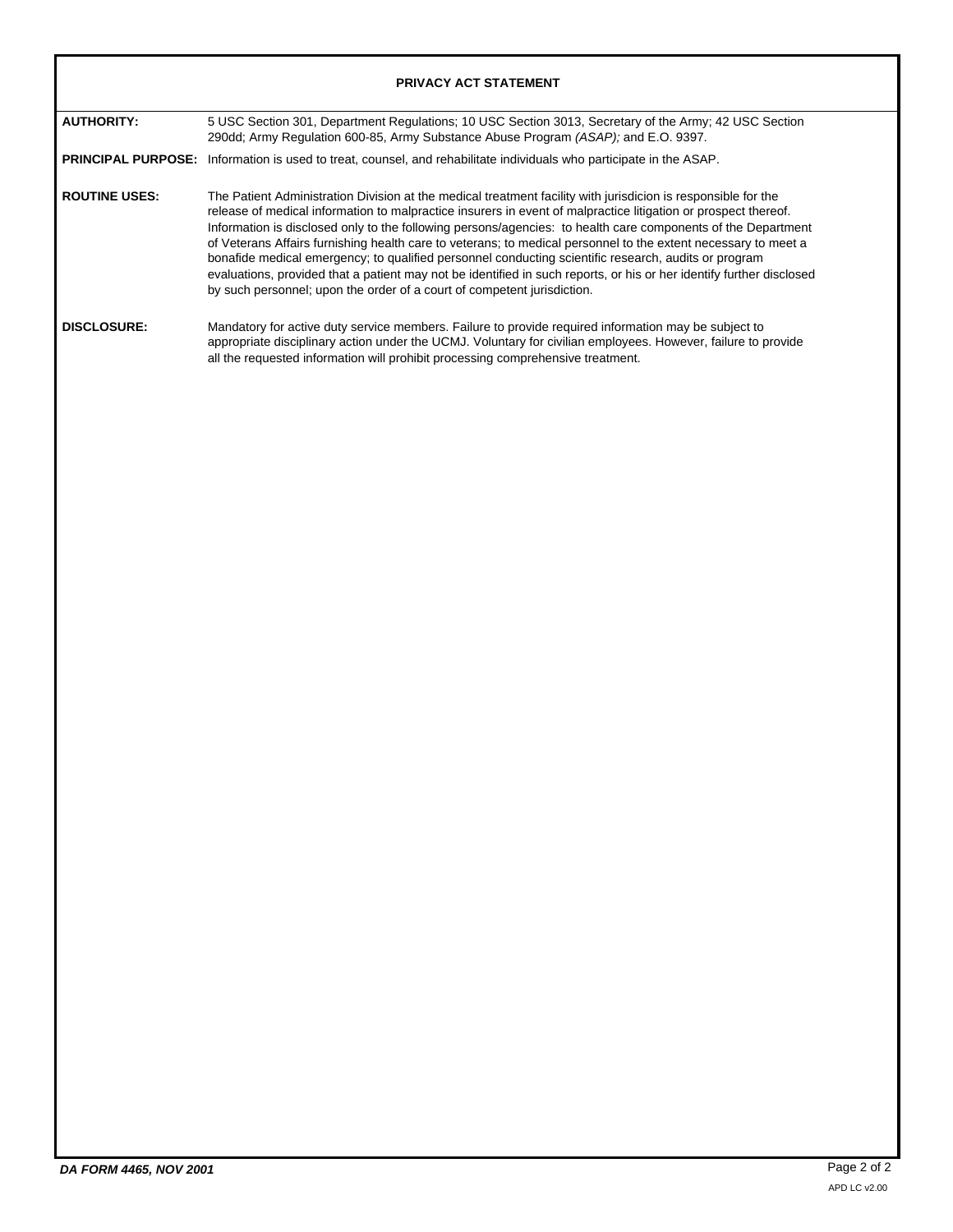## PRIVACY ACT STATEMENT

**AUTHORITY:** 5 USC Section 301, Department Regulations; 10 USC Section 3013, Secretary of the Army; 42 USC Section 290dd; Army Regulation 600-85, Army Substance Abuse Program *(ASAP);* and E.O. 9397.

**PRINCIPAL PURPOSE:** Information is used to treat, counsel, and rehabilitate individuals who participate in the ASAP.

**ROUTINE USES:** The Patient Administration Division at the medical treatment facility with jurisdicion is responsible for the release of medical information to malpractice insurers in event of malpractice litigation or prospect thereof. Information is disclosed only to the following persons/agencies: to health care components of the Department of Veterans Affairs furnishing health care to veterans; to medical personnel to the extent necessary to meet a bonafide medical emergency; to qualified personnel conducting scientific research, audits or program evaluations, provided that a patient may not be identified in such reports, or his or her identify further disclosed by such personnel; upon the order of a court of competent jurisdiction.

**DISCLOSURE:** Mandatory for active duty service members. Failure to provide required information may be subject to appropriate disciplinary action under the UCMJ. Voluntary for civilian employees. However, failure to provide all the requested information will prohibit processing comprehensive treatment.

*DA FORM 4465, NOV 2001*

APD LC v2.00